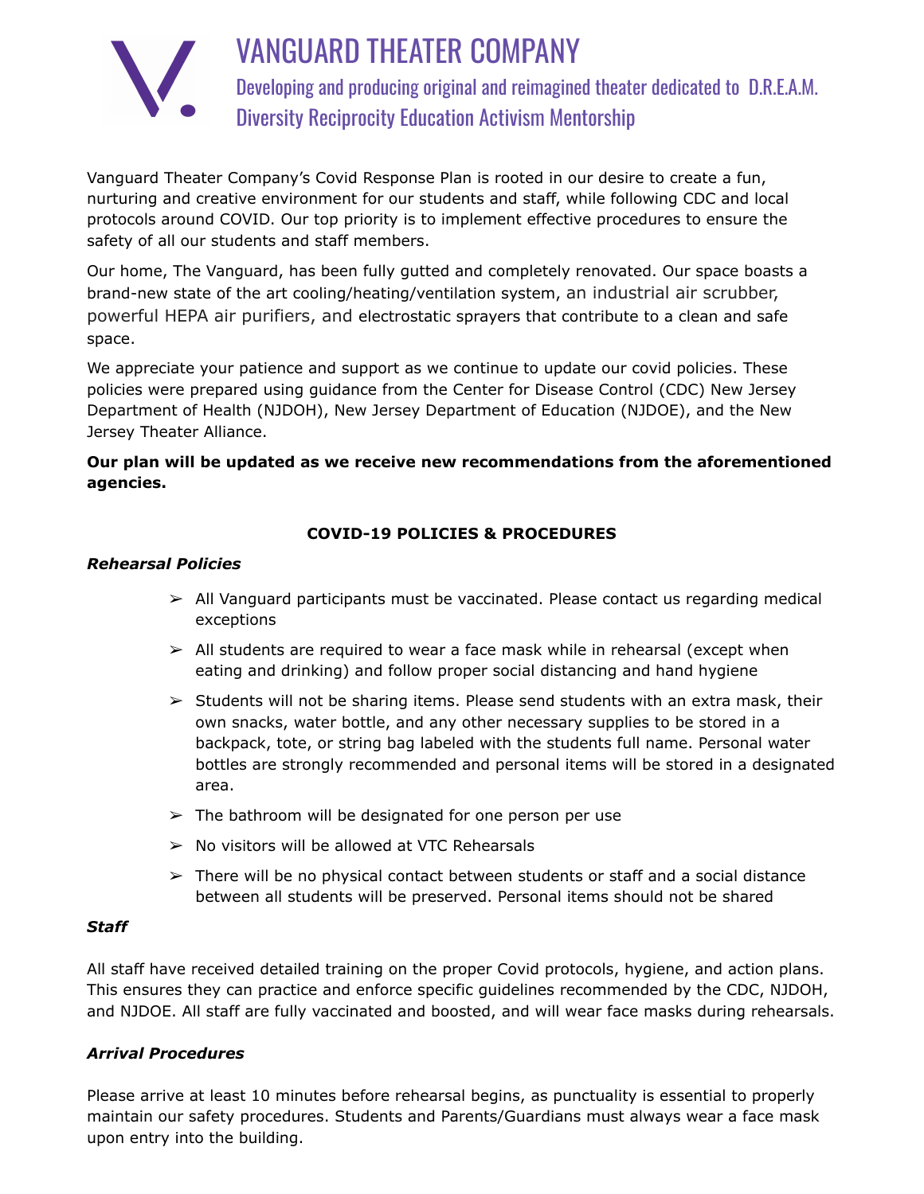# VANGUARD THEATER COMPANY

Developing and producing original and reimagined theater dedicated to D.R.E.A.M.
Diversity Reciprocity Education Activism Mentorship

Vanguard Theater Company's Covid Response Plan is rooted in our desire to create a fun, nurturing and creative environment for our students and staff, while following CDC and local protocols around COVID. Our top priority is to implement effective procedures to ensure the safety of all our students and staff members.

Our home, The Vanguard, has been fully gutted and completely renovated. Our space boasts a brand-new state of the art cooling/heating/ventilation system, an industrial air scrubber, powerful HEPA air purifiers, and electrostatic sprayers that contribute to a clean and safe space.

We appreciate your patience and support as we continue to update our covid policies. These policies were prepared using guidance from the Center for Disease Control (CDC) New Jersey Department of Health (NJDOH), New Jersey Department of Education (NJDOE), and the New Jersey Theater Alliance.

**Our plan will be updated as we receive new recommendations from the aforementioned agencies.**

## COVID-19 POLICIES & PROCEDURES

### *Rehearsal Policies*

- All Vanguard participants must be vaccinated. Please contact us regarding medical exceptions
- All students are required to wear a face mask while in rehearsal (except when eating and drinking) and follow proper social distancing and hand hygiene
- Students will not be sharing items. Please send students with an extra mask, their own snacks, water bottle, and any other necessary supplies to be stored in a backpack, tote, or string bag labeled with the students full name. Personal water bottles are strongly recommended and personal items will be stored in a designated area.
- The bathroom will be designated for one person per use
- No visitors will be allowed at VTC Rehearsals
- There will be no physical contact between students or staff and a social distance between all students will be preserved. Personal items should not be shared

### *Staff*

All staff have received detailed training on the proper Covid protocols, hygiene, and action plans. This ensures they can practice and enforce specific guidelines recommended by the CDC, NJDOH, and NJDOE. All staff are fully vaccinated and boosted, and will wear face masks during rehearsals.

### *Arrival Procedures*

Please arrive at least 10 minutes before rehearsal begins, as punctuality is essential to properly maintain our safety procedures. Students and Parents/Guardians must always wear a face mask upon entry into the building.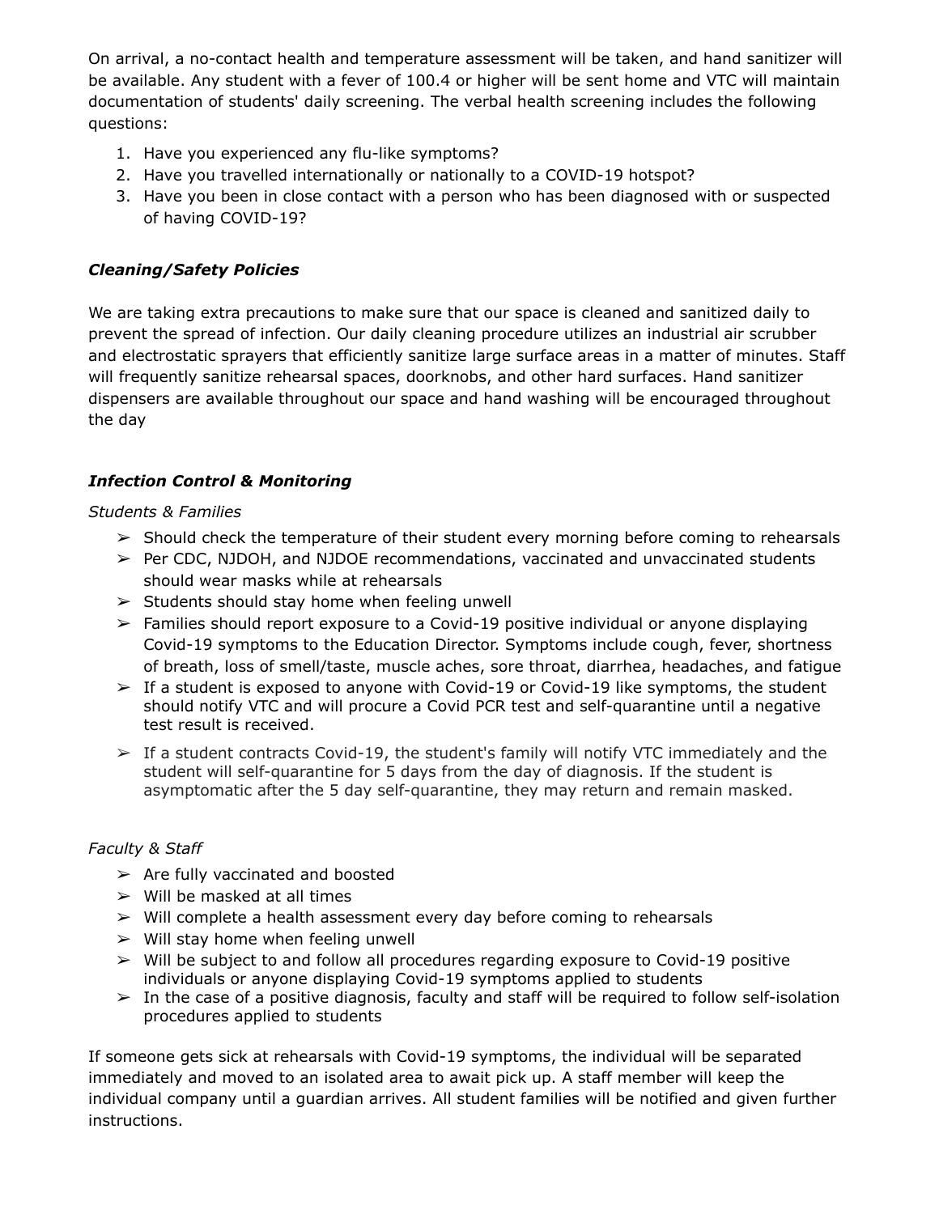On arrival, a no-contact health and temperature assessment will be taken, and hand sanitizer will be available. Any student with a fever of 100.4 or higher will be sent home and VTC will maintain documentation of students' daily screening. The verbal health screening includes the following questions:

1. Have you experienced any flu-like symptoms?
2. Have you travelled internationally or nationally to a COVID-19 hotspot?
3. Have you been in close contact with a person who has been diagnosed with or suspected of having COVID-19?

### ***Cleaning/Safety Policies***

We are taking extra precautions to make sure that our space is cleaned and sanitized daily to prevent the spread of infection. Our daily cleaning procedure utilizes an industrial air scrubber and electrostatic sprayers that efficiently sanitize large surface areas in a matter of minutes. Staff will frequently sanitize rehearsal spaces, doorknobs, and other hard surfaces. Hand sanitizer dispensers are available throughout our space and hand washing will be encouraged throughout the day

### ***Infection Control & Monitoring***

*Students & Families*

- Should check the temperature of their student every morning before coming to rehearsals
- Per CDC, NJDOH, and NJDOE recommendations, vaccinated and unvaccinated students should wear masks while at rehearsals
- Students should stay home when feeling unwell
- Families should report exposure to a Covid-19 positive individual or anyone displaying Covid-19 symptoms to the Education Director. Symptoms include cough, fever, shortness of breath, loss of smell/taste, muscle aches, sore throat, diarrhea, headaches, and fatigue
- If a student is exposed to anyone with Covid-19 or Covid-19 like symptoms, the student should notify VTC and will procure a Covid PCR test and self-quarantine until a negative test result is received.
- If a student contracts Covid-19, the student's family will notify VTC immediately and the student will self-quarantine for 5 days from the day of diagnosis. If the student is asymptomatic after the 5 day self-quarantine, they may return and remain masked.

*Faculty & Staff*

- Are fully vaccinated and boosted
- Will be masked at all times
- Will complete a health assessment every day before coming to rehearsals
- Will stay home when feeling unwell
- Will be subject to and follow all procedures regarding exposure to Covid-19 positive individuals or anyone displaying Covid-19 symptoms applied to students
- In the case of a positive diagnosis, faculty and staff will be required to follow self-isolation procedures applied to students

If someone gets sick at rehearsals with Covid-19 symptoms, the individual will be separated immediately and moved to an isolated area to await pick up. A staff member will keep the individual company until a guardian arrives. All student families will be notified and given further instructions.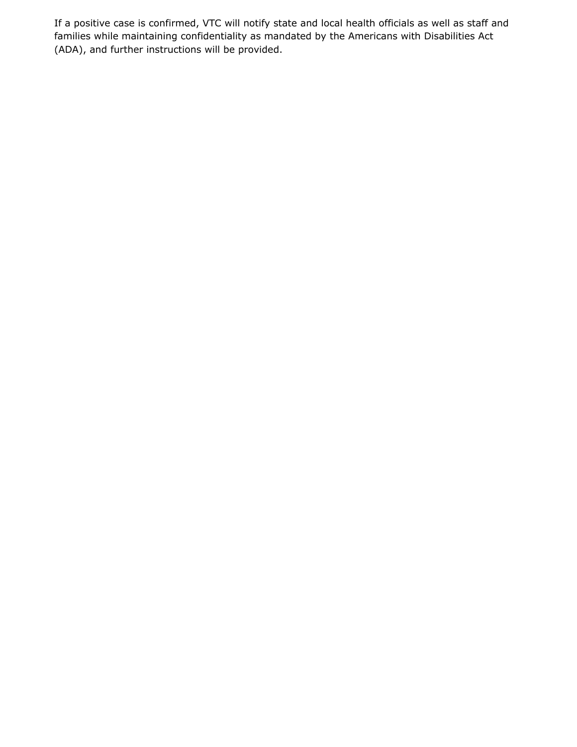If a positive case is confirmed, VTC will notify state and local health officials as well as staff and families while maintaining confidentiality as mandated by the Americans with Disabilities Act (ADA), and further instructions will be provided.